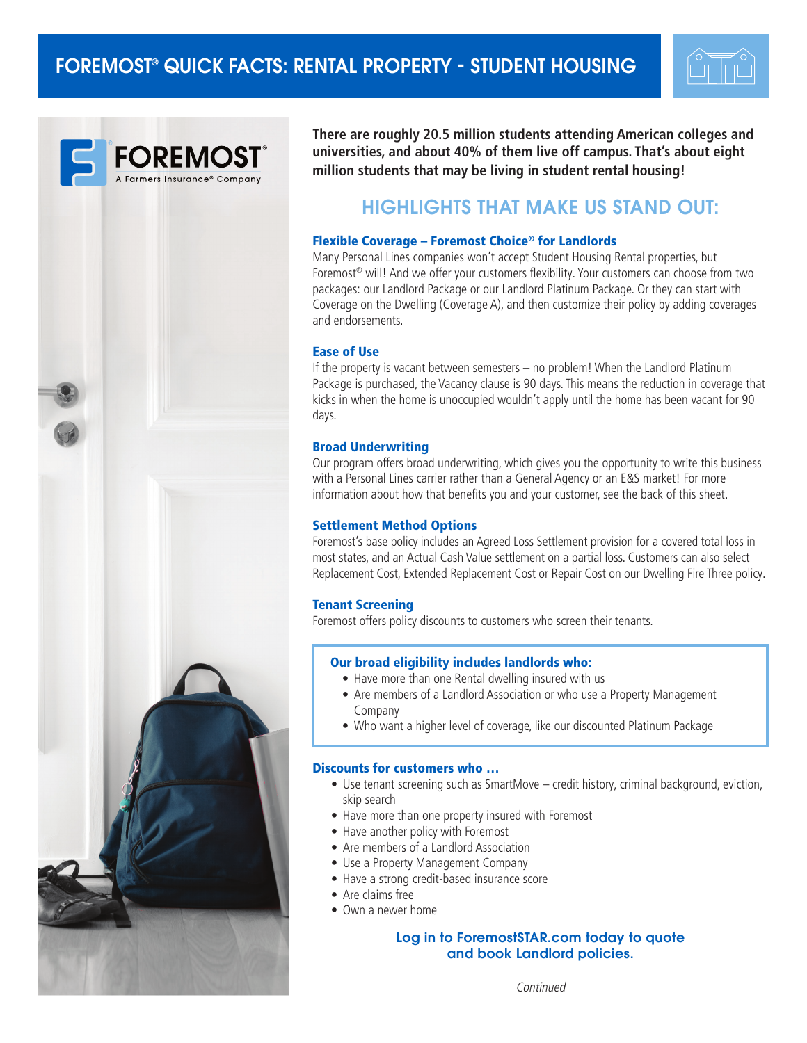# FOREMOST® QUICK FACTS: RENTAL PROPERTY - STUDENT HOUSING

FOREMOST®
A Farmers Insurance® Company

**There are roughly 20.5 million students attending American colleges and universities, and about 40% of them live off campus. That's about eight million students that may be living in student rental housing!**

## HIGHLIGHTS THAT MAKE US STAND OUT:

### Flexible Coverage – Foremost Choice® for Landlords

Many Personal Lines companies won't accept Student Housing Rental properties, but Foremost® will! And we offer your customers flexibility. Your customers can choose from two packages: our Landlord Package or our Landlord Platinum Package. Or they can start with Coverage on the Dwelling (Coverage A), and then customize their policy by adding coverages and endorsements.

### Ease of Use

If the property is vacant between semesters – no problem! When the Landlord Platinum Package is purchased, the Vacancy clause is 90 days. This means the reduction in coverage that kicks in when the home is unoccupied wouldn't apply until the home has been vacant for 90 days.

### Broad Underwriting

Our program offers broad underwriting, which gives you the opportunity to write this business with a Personal Lines carrier rather than a General Agency or an E&S market! For more information about how that benefits you and your customer, see the back of this sheet.

### Settlement Method Options

Foremost's base policy includes an Agreed Loss Settlement provision for a covered total loss in most states, and an Actual Cash Value settlement on a partial loss. Customers can also select Replacement Cost, Extended Replacement Cost or Repair Cost on our Dwelling Fire Three policy.

### Tenant Screening

Foremost offers policy discounts to customers who screen their tenants.

**Our broad eligibility includes landlords who:**

- Have more than one Rental dwelling insured with us
- Are members of a Landlord Association or who use a Property Management Company
- Who want a higher level of coverage, like our discounted Platinum Package

**Discounts for customers who …**

- Use tenant screening such as SmartMove – credit history, criminal background, eviction, skip search
- Have more than one property insured with Foremost
- Have another policy with Foremost
- Are members of a Landlord Association
- Use a Property Management Company
- Have a strong credit-based insurance score
- Are claims free
- Own a newer home

**Log in to ForemostSTAR.com today to quote and book Landlord policies.**

*Continued*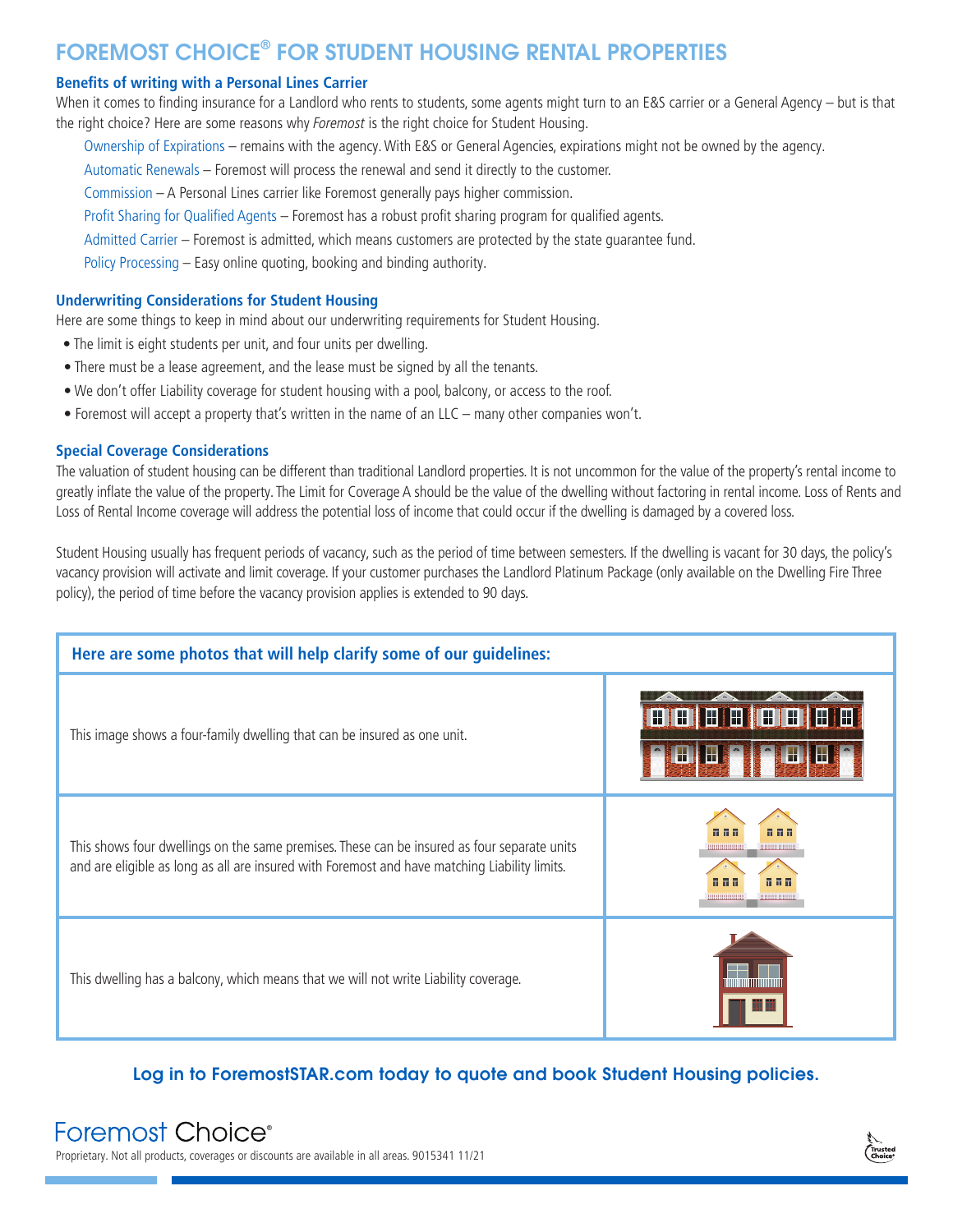# FOREMOST CHOICE® FOR STUDENT HOUSING RENTAL PROPERTIES

### Benefits of writing with a Personal Lines Carrier

When it comes to finding insurance for a Landlord who rents to students, some agents might turn to an E&S carrier or a General Agency – but is that the right choice? Here are some reasons why *Foremost* is the right choice for Student Housing.

Ownership of Expirations – remains with the agency. With E&S or General Agencies, expirations might not be owned by the agency.

Automatic Renewals – Foremost will process the renewal and send it directly to the customer.

Commission – A Personal Lines carrier like Foremost generally pays higher commission.

Profit Sharing for Qualified Agents – Foremost has a robust profit sharing program for qualified agents.

Admitted Carrier – Foremost is admitted, which means customers are protected by the state guarantee fund.

Policy Processing – Easy online quoting, booking and binding authority.

### Underwriting Considerations for Student Housing

Here are some things to keep in mind about our underwriting requirements for Student Housing.

- The limit is eight students per unit, and four units per dwelling.
- There must be a lease agreement, and the lease must be signed by all the tenants.
- We don't offer Liability coverage for student housing with a pool, balcony, or access to the roof.
- Foremost will accept a property that's written in the name of an LLC – many other companies won't.

### Special Coverage Considerations

The valuation of student housing can be different than traditional Landlord properties. It is not uncommon for the value of the property's rental income to greatly inflate the value of the property. The Limit for Coverage A should be the value of the dwelling without factoring in rental income. Loss of Rents and Loss of Rental Income coverage will address the potential loss of income that could occur if the dwelling is damaged by a covered loss.

Student Housing usually has frequent periods of vacancy, such as the period of time between semesters. If the dwelling is vacant for 30 days, the policy's vacancy provision will activate and limit coverage. If your customer purchases the Landlord Platinum Package (only available on the Dwelling Fire Three policy), the period of time before the vacancy provision applies is extended to 90 days.

| Here are some photos that will help clarify some of our guidelines: | |
|---|---|
| This image shows a four-family dwelling that can be insured as one unit. | |
| This shows four dwellings on the same premises. These can be insured as four separate units and are eligible as long as all are insured with Foremost and have matching Liability limits. | |
| This dwelling has a balcony, which means that we will not write Liability coverage. | |

**Log in to ForemostSTAR.com today to quote and book Student Housing policies.**

Foremost Choice®

Proprietary. Not all products, coverages or discounts are available in all areas. 9015341 11/21